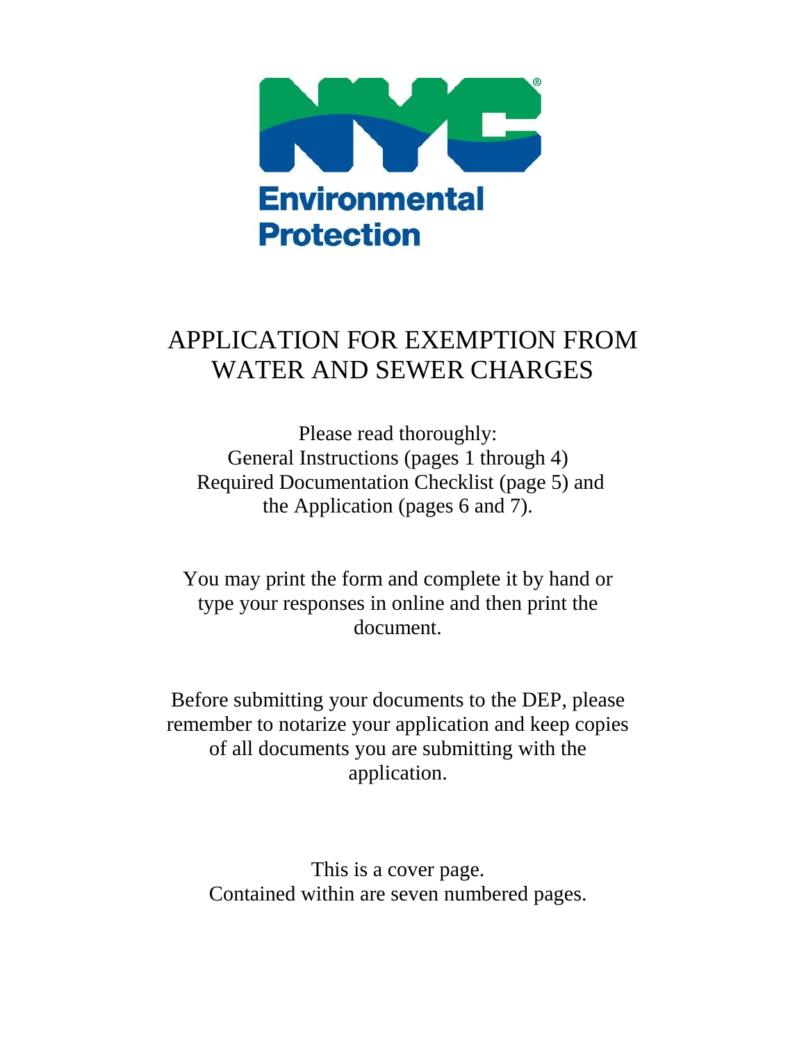NYC Environmental Protection

# APPLICATION FOR EXEMPTION FROM WATER AND SEWER CHARGES

Please read thoroughly:
General Instructions (pages 1 through 4)
Required Documentation Checklist (page 5) and
the Application (pages 6 and 7).

You may print the form and complete it by hand or type your responses in online and then print the document.

Before submitting your documents to the DEP, please remember to notarize your application and keep copies of all documents you are submitting with the application.

This is a cover page.
Contained within are seven numbered pages.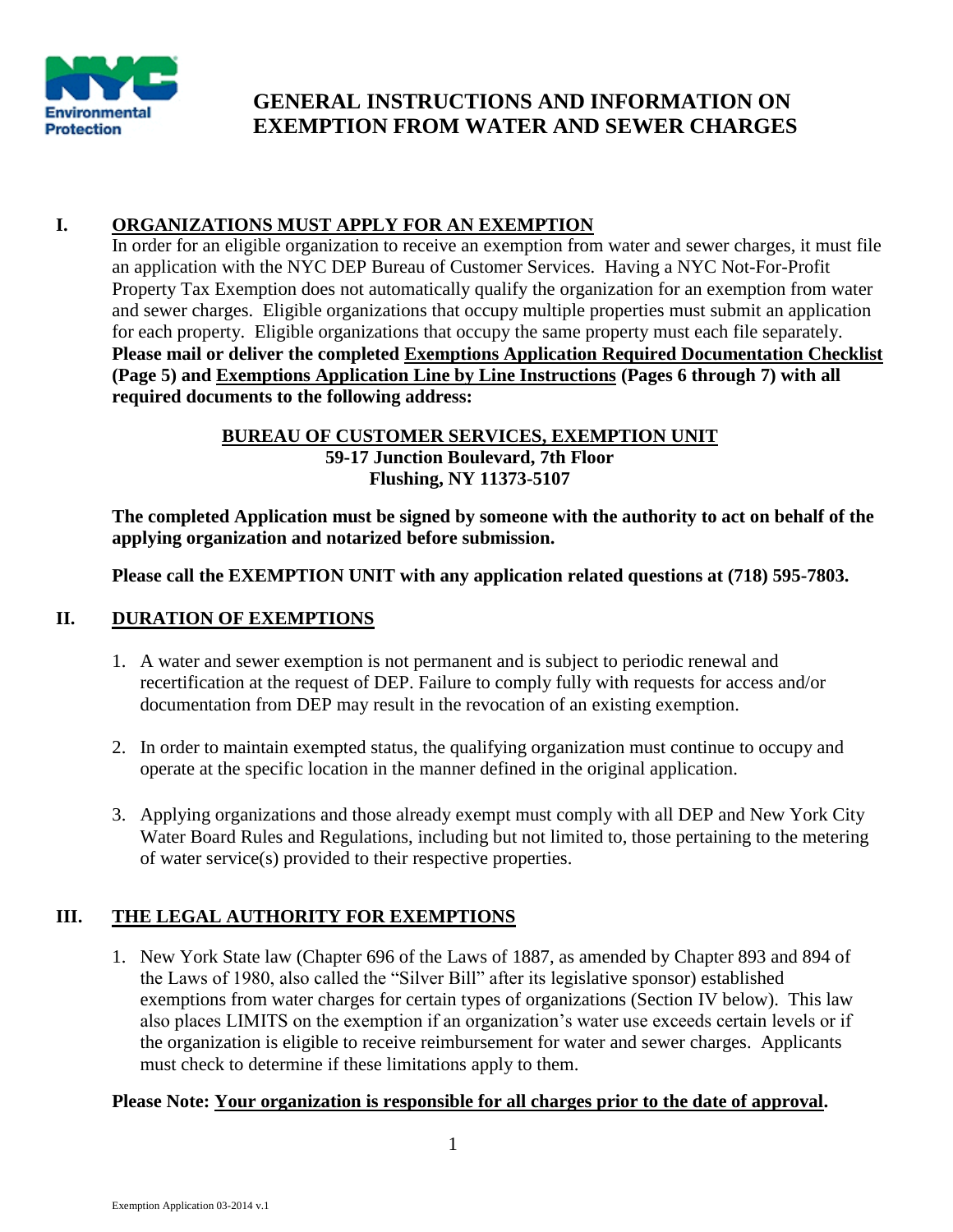# GENERAL INSTRUCTIONS AND INFORMATION ON EXEMPTION FROM WATER AND SEWER CHARGES

## I. ORGANIZATIONS MUST APPLY FOR AN EXEMPTION

In order for an eligible organization to receive an exemption from water and sewer charges, it must file an application with the NYC DEP Bureau of Customer Services. Having a NYC Not-For-Profit Property Tax Exemption does not automatically qualify the organization for an exemption from water and sewer charges. Eligible organizations that occupy multiple properties must submit an application for each property. Eligible organizations that occupy the same property must each file separately. **Please mail or deliver the completed Exemptions Application Required Documentation Checklist (Page 5) and Exemptions Application Line by Line Instructions (Pages 6 through 7) with all required documents to the following address:**

**BUREAU OF CUSTOMER SERVICES, EXEMPTION UNIT**
**59-17 Junction Boulevard, 7th Floor**
**Flushing, NY 11373-5107**

**The completed Application must be signed by someone with the authority to act on behalf of the applying organization and notarized before submission.**

**Please call the EXEMPTION UNIT with any application related questions at (718) 595-7803.**

## II. DURATION OF EXEMPTIONS

1. A water and sewer exemption is not permanent and is subject to periodic renewal and recertification at the request of DEP. Failure to comply fully with requests for access and/or documentation from DEP may result in the revocation of an existing exemption.

2. In order to maintain exempted status, the qualifying organization must continue to occupy and operate at the specific location in the manner defined in the original application.

3. Applying organizations and those already exempt must comply with all DEP and New York City Water Board Rules and Regulations, including but not limited to, those pertaining to the metering of water service(s) provided to their respective properties.

## III. THE LEGAL AUTHORITY FOR EXEMPTIONS

1. New York State law (Chapter 696 of the Laws of 1887, as amended by Chapter 893 and 894 of the Laws of 1980, also called the "Silver Bill" after its legislative sponsor) established exemptions from water charges for certain types of organizations (Section IV below). This law also places LIMITS on the exemption if an organization's water use exceeds certain levels or if the organization is eligible to receive reimbursement for water and sewer charges. Applicants must check to determine if these limitations apply to them.

**Please Note: Your organization is responsible for all charges prior to the date of approval.**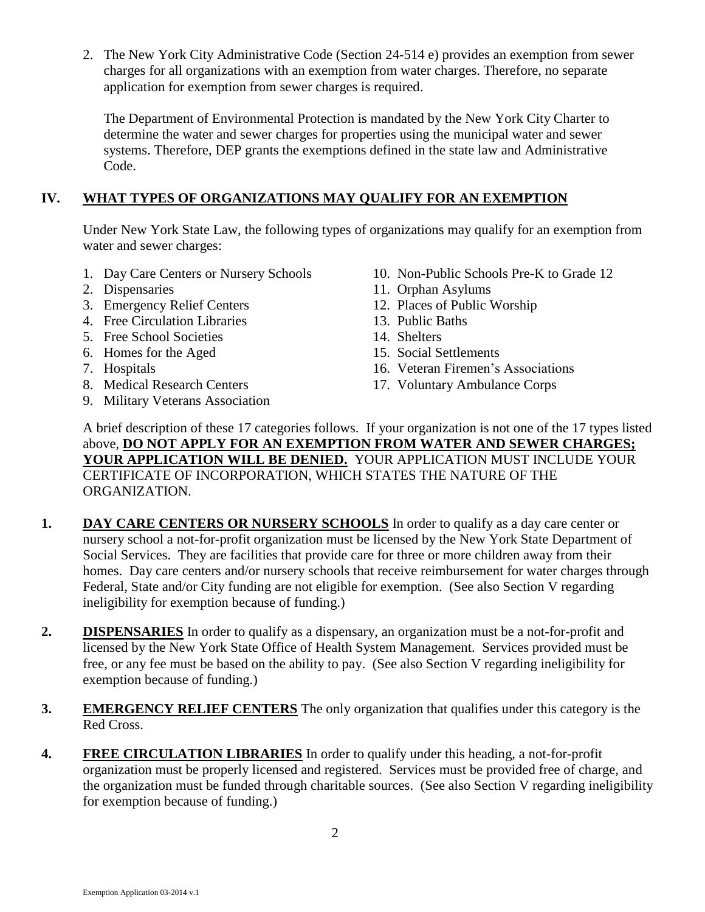2. The New York City Administrative Code (Section 24-514 e) provides an exemption from sewer charges for all organizations with an exemption from water charges. Therefore, no separate application for exemption from sewer charges is required.

   The Department of Environmental Protection is mandated by the New York City Charter to determine the water and sewer charges for properties using the municipal water and sewer systems. Therefore, DEP grants the exemptions defined in the state law and Administrative Code.

## IV. WHAT TYPES OF ORGANIZATIONS MAY QUALIFY FOR AN EXEMPTION

Under New York State Law, the following types of organizations may qualify for an exemption from water and sewer charges:

1. Day Care Centers or Nursery Schools
2. Dispensaries
3. Emergency Relief Centers
4. Free Circulation Libraries
5. Free School Societies
6. Homes for the Aged
7. Hospitals
8. Medical Research Centers
9. Military Veterans Association
10. Non-Public Schools Pre-K to Grade 12
11. Orphan Asylums
12. Places of Public Worship
13. Public Baths
14. Shelters
15. Social Settlements
16. Veteran Firemen's Associations
17. Voluntary Ambulance Corps

A brief description of these 17 categories follows. If your organization is not one of the 17 types listed above, **DO NOT APPLY FOR AN EXEMPTION FROM WATER AND SEWER CHARGES; YOUR APPLICATION WILL BE DENIED.** YOUR APPLICATION MUST INCLUDE YOUR CERTIFICATE OF INCORPORATION, WHICH STATES THE NATURE OF THE ORGANIZATION.

**1. DAY CARE CENTERS OR NURSERY SCHOOLS** In order to qualify as a day care center or nursery school a not-for-profit organization must be licensed by the New York State Department of Social Services. They are facilities that provide care for three or more children away from their homes. Day care centers and/or nursery schools that receive reimbursement for water charges through Federal, State and/or City funding are not eligible for exemption. (See also Section V regarding ineligibility for exemption because of funding.)

**2. DISPENSARIES** In order to qualify as a dispensary, an organization must be a not-for-profit and licensed by the New York State Office of Health System Management. Services provided must be free, or any fee must be based on the ability to pay. (See also Section V regarding ineligibility for exemption because of funding.)

**3. EMERGENCY RELIEF CENTERS** The only organization that qualifies under this category is the Red Cross.

**4. FREE CIRCULATION LIBRARIES** In order to qualify under this heading, a not-for-profit organization must be properly licensed and registered. Services must be provided free of charge, and the organization must be funded through charitable sources. (See also Section V regarding ineligibility for exemption because of funding.)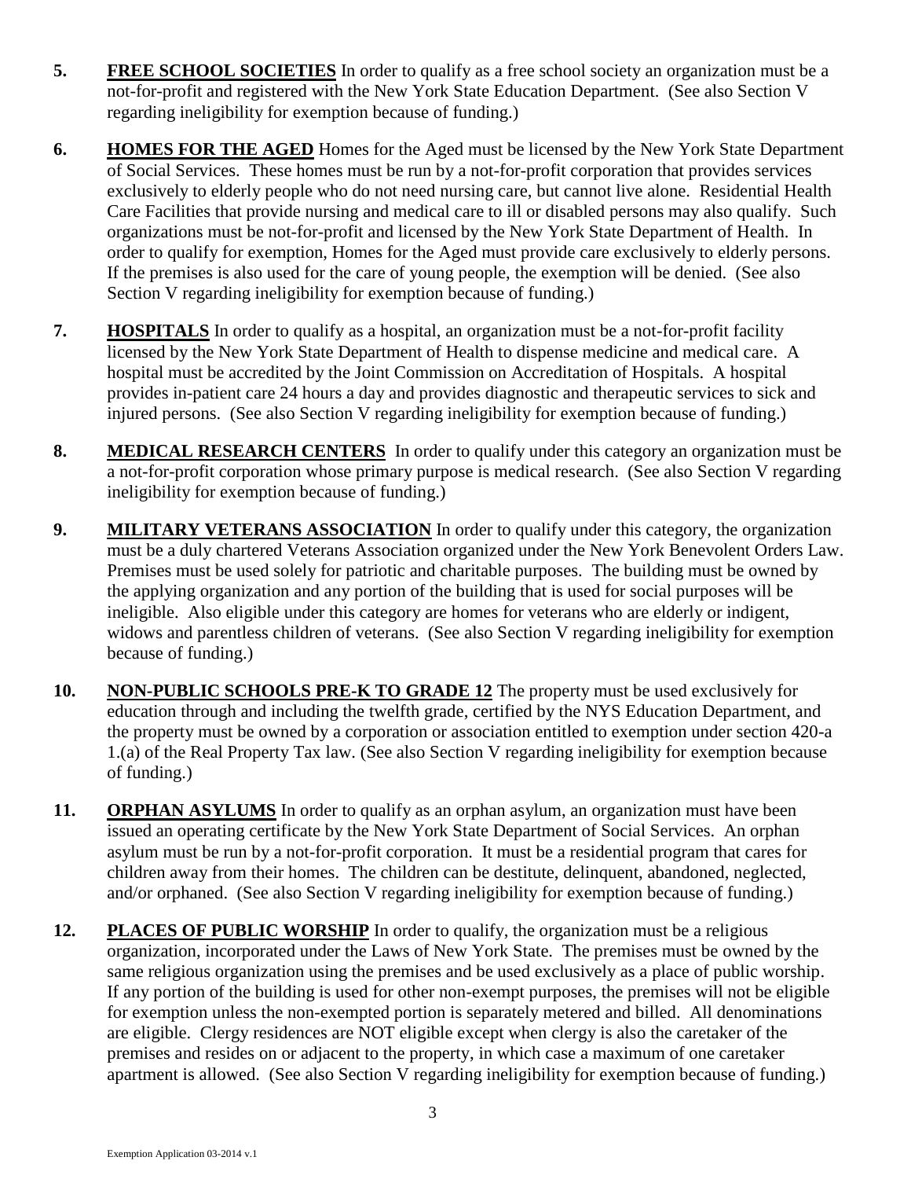5. **FREE SCHOOL SOCIETIES** In order to qualify as a free school society an organization must be a not-for-profit and registered with the New York State Education Department. (See also Section V regarding ineligibility for exemption because of funding.)

6. **HOMES FOR THE AGED** Homes for the Aged must be licensed by the New York State Department of Social Services. These homes must be run by a not-for-profit corporation that provides services exclusively to elderly people who do not need nursing care, but cannot live alone. Residential Health Care Facilities that provide nursing and medical care to ill or disabled persons may also qualify. Such organizations must be not-for-profit and licensed by the New York State Department of Health. In order to qualify for exemption, Homes for the Aged must provide care exclusively to elderly persons. If the premises is also used for the care of young people, the exemption will be denied. (See also Section V regarding ineligibility for exemption because of funding.)

7. **HOSPITALS** In order to qualify as a hospital, an organization must be a not-for-profit facility licensed by the New York State Department of Health to dispense medicine and medical care. A hospital must be accredited by the Joint Commission on Accreditation of Hospitals. A hospital provides in-patient care 24 hours a day and provides diagnostic and therapeutic services to sick and injured persons. (See also Section V regarding ineligibility for exemption because of funding.)

8. **MEDICAL RESEARCH CENTERS** In order to qualify under this category an organization must be a not-for-profit corporation whose primary purpose is medical research. (See also Section V regarding ineligibility for exemption because of funding.)

9. **MILITARY VETERANS ASSOCIATION** In order to qualify under this category, the organization must be a duly chartered Veterans Association organized under the New York Benevolent Orders Law. Premises must be used solely for patriotic and charitable purposes. The building must be owned by the applying organization and any portion of the building that is used for social purposes will be ineligible. Also eligible under this category are homes for veterans who are elderly or indigent, widows and parentless children of veterans. (See also Section V regarding ineligibility for exemption because of funding.)

10. **NON-PUBLIC SCHOOLS PRE-K TO GRADE 12** The property must be used exclusively for education through and including the twelfth grade, certified by the NYS Education Department, and the property must be owned by a corporation or association entitled to exemption under section 420-a 1.(a) of the Real Property Tax law. (See also Section V regarding ineligibility for exemption because of funding.)

11. **ORPHAN ASYLUMS** In order to qualify as an orphan asylum, an organization must have been issued an operating certificate by the New York State Department of Social Services. An orphan asylum must be run by a not-for-profit corporation. It must be a residential program that cares for children away from their homes. The children can be destitute, delinquent, abandoned, neglected, and/or orphaned. (See also Section V regarding ineligibility for exemption because of funding.)

12. **PLACES OF PUBLIC WORSHIP** In order to qualify, the organization must be a religious organization, incorporated under the Laws of New York State. The premises must be owned by the same religious organization using the premises and be used exclusively as a place of public worship. If any portion of the building is used for other non-exempt purposes, the premises will not be eligible for exemption unless the non-exempted portion is separately metered and billed. All denominations are eligible. Clergy residences are NOT eligible except when clergy is also the caretaker of the premises and resides on or adjacent to the property, in which case a maximum of one caretaker apartment is allowed. (See also Section V regarding ineligibility for exemption because of funding.)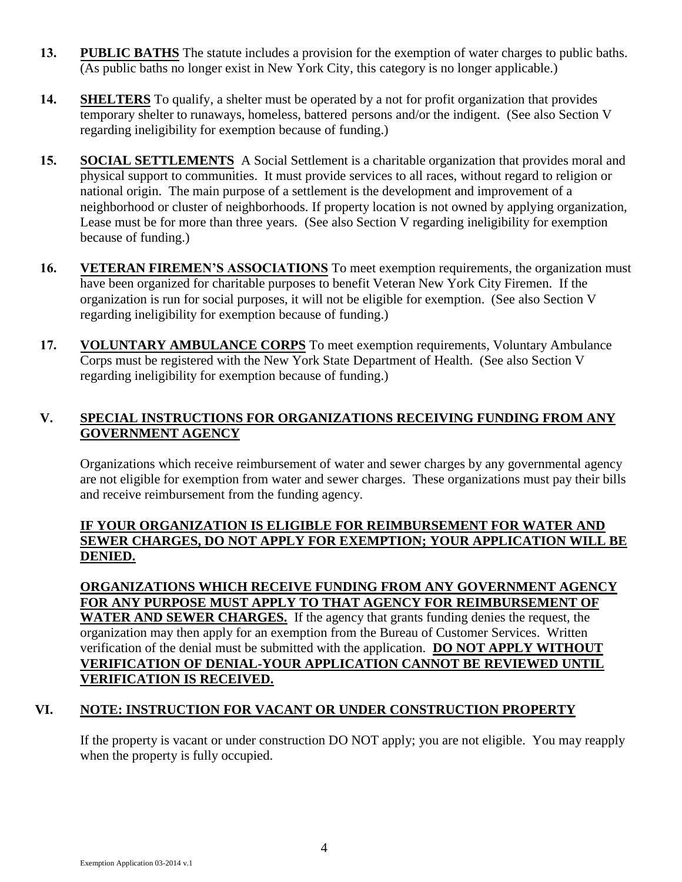13. **PUBLIC BATHS** The statute includes a provision for the exemption of water charges to public baths. (As public baths no longer exist in New York City, this category is no longer applicable.)

14. **SHELTERS** To qualify, a shelter must be operated by a not for profit organization that provides temporary shelter to runaways, homeless, battered persons and/or the indigent. (See also Section V regarding ineligibility for exemption because of funding.)

15. **SOCIAL SETTLEMENTS** A Social Settlement is a charitable organization that provides moral and physical support to communities. It must provide services to all races, without regard to religion or national origin. The main purpose of a settlement is the development and improvement of a neighborhood or cluster of neighborhoods. If property location is not owned by applying organization, Lease must be for more than three years. (See also Section V regarding ineligibility for exemption because of funding.)

16. **VETERAN FIREMEN'S ASSOCIATIONS** To meet exemption requirements, the organization must have been organized for charitable purposes to benefit Veteran New York City Firemen. If the organization is run for social purposes, it will not be eligible for exemption. (See also Section V regarding ineligibility for exemption because of funding.)

17. **VOLUNTARY AMBULANCE CORPS** To meet exemption requirements, Voluntary Ambulance Corps must be registered with the New York State Department of Health. (See also Section V regarding ineligibility for exemption because of funding.)

## V. SPECIAL INSTRUCTIONS FOR ORGANIZATIONS RECEIVING FUNDING FROM ANY GOVERNMENT AGENCY

Organizations which receive reimbursement of water and sewer charges by any governmental agency are not eligible for exemption from water and sewer charges. These organizations must pay their bills and receive reimbursement from the funding agency.

**IF YOUR ORGANIZATION IS ELIGIBLE FOR REIMBURSEMENT FOR WATER AND SEWER CHARGES, DO NOT APPLY FOR EXEMPTION; YOUR APPLICATION WILL BE DENIED.**

**ORGANIZATIONS WHICH RECEIVE FUNDING FROM ANY GOVERNMENT AGENCY FOR ANY PURPOSE MUST APPLY TO THAT AGENCY FOR REIMBURSEMENT OF WATER AND SEWER CHARGES.** If the agency that grants funding denies the request, the organization may then apply for an exemption from the Bureau of Customer Services. Written verification of the denial must be submitted with the application. **DO NOT APPLY WITHOUT VERIFICATION OF DENIAL-YOUR APPLICATION CANNOT BE REVIEWED UNTIL VERIFICATION IS RECEIVED.**

## VI. NOTE: INSTRUCTION FOR VACANT OR UNDER CONSTRUCTION PROPERTY

If the property is vacant or under construction DO NOT apply; you are not eligible. You may reapply when the property is fully occupied.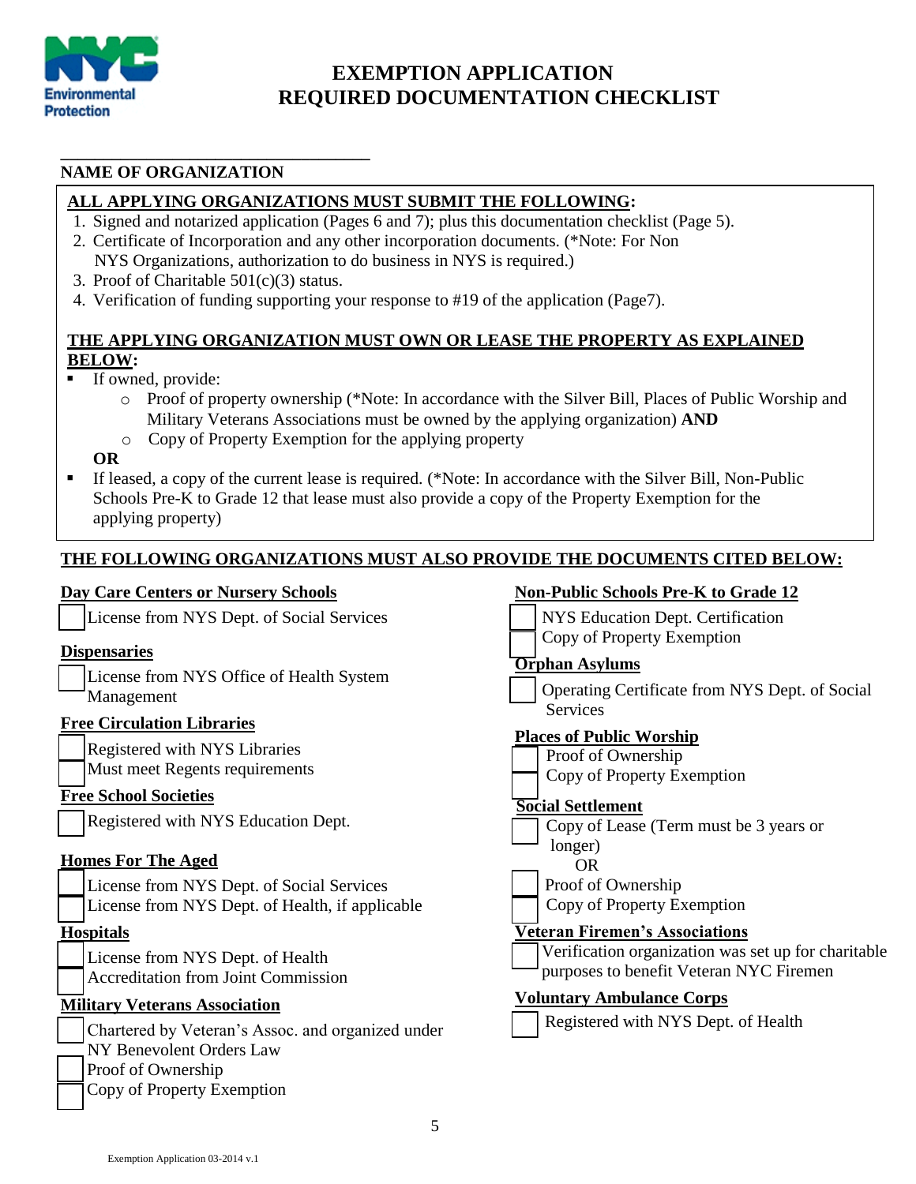# EXEMPTION APPLICATION
# REQUIRED DOCUMENTATION CHECKLIST

\_\_\_\_\_\_\_\_\_\_\_\_\_\_\_\_\_\_\_\_\_\_\_\_\_\_\_\_\_\_\_\_\_\_\_\_

**NAME OF ORGANIZATION**

**ALL APPLYING ORGANIZATIONS MUST SUBMIT THE FOLLOWING:**

1. Signed and notarized application (Pages 6 and 7); plus this documentation checklist (Page 5).
2. Certificate of Incorporation and any other incorporation documents. (*Note: For Non NYS Organizations, authorization to do business in NYS is required.)
3. Proof of Charitable 501(c)(3) status.
4. Verification of funding supporting your response to #19 of the application (Page7).

**THE APPLYING ORGANIZATION MUST OWN OR LEASE THE PROPERTY AS EXPLAINED BELOW:**

- If owned, provide:
  - Proof of property ownership (*Note: In accordance with the Silver Bill, Places of Public Worship and Military Veterans Associations must be owned by the applying organization) **AND**
  - Copy of Property Exemption for the applying property

**OR**

- If leased, a copy of the current lease is required. (*Note: In accordance with the Silver Bill, Non-Public Schools Pre-K to Grade 12 that lease must also provide a copy of the Property Exemption for the applying property)

**THE FOLLOWING ORGANIZATIONS MUST ALSO PROVIDE THE DOCUMENTS CITED BELOW:**

**Day Care Centers or Nursery Schools**

- [ ] License from NYS Dept. of Social Services

**Dispensaries**

- [ ] License from NYS Office of Health System Management

**Free Circulation Libraries**

- [ ] Registered with NYS Libraries
- [ ] Must meet Regents requirements

**Free School Societies**

- [ ] Registered with NYS Education Dept.

**Homes For The Aged**

- [ ] License from NYS Dept. of Social Services
- [ ] License from NYS Dept. of Health, if applicable

**Hospitals**

- [ ] License from NYS Dept. of Health
- [ ] Accreditation from Joint Commission

**Military Veterans Association**

- [ ] Chartered by Veteran's Assoc. and organized under NY Benevolent Orders Law
- [ ] Proof of Ownership
- [ ] Copy of Property Exemption

**Non-Public Schools Pre-K to Grade 12**

- [ ] NYS Education Dept. Certification
- [ ] Copy of Property Exemption

**Orphan Asylums**

- [ ] Operating Certificate from NYS Dept. of Social Services

**Places of Public Worship**

- [ ] Proof of Ownership
- [ ] Copy of Property Exemption

**Social Settlement**

- [ ] Copy of Lease (Term must be 3 years or longer)

OR

- [ ] Proof of Ownership
- [ ] Copy of Property Exemption

**Veteran Firemen's Associations**

- [ ] Verification organization was set up for charitable purposes to benefit Veteran NYC Firemen

**Voluntary Ambulance Corps**

- [ ] Registered with NYS Dept. of Health

Exemption Application 03-2014 v.1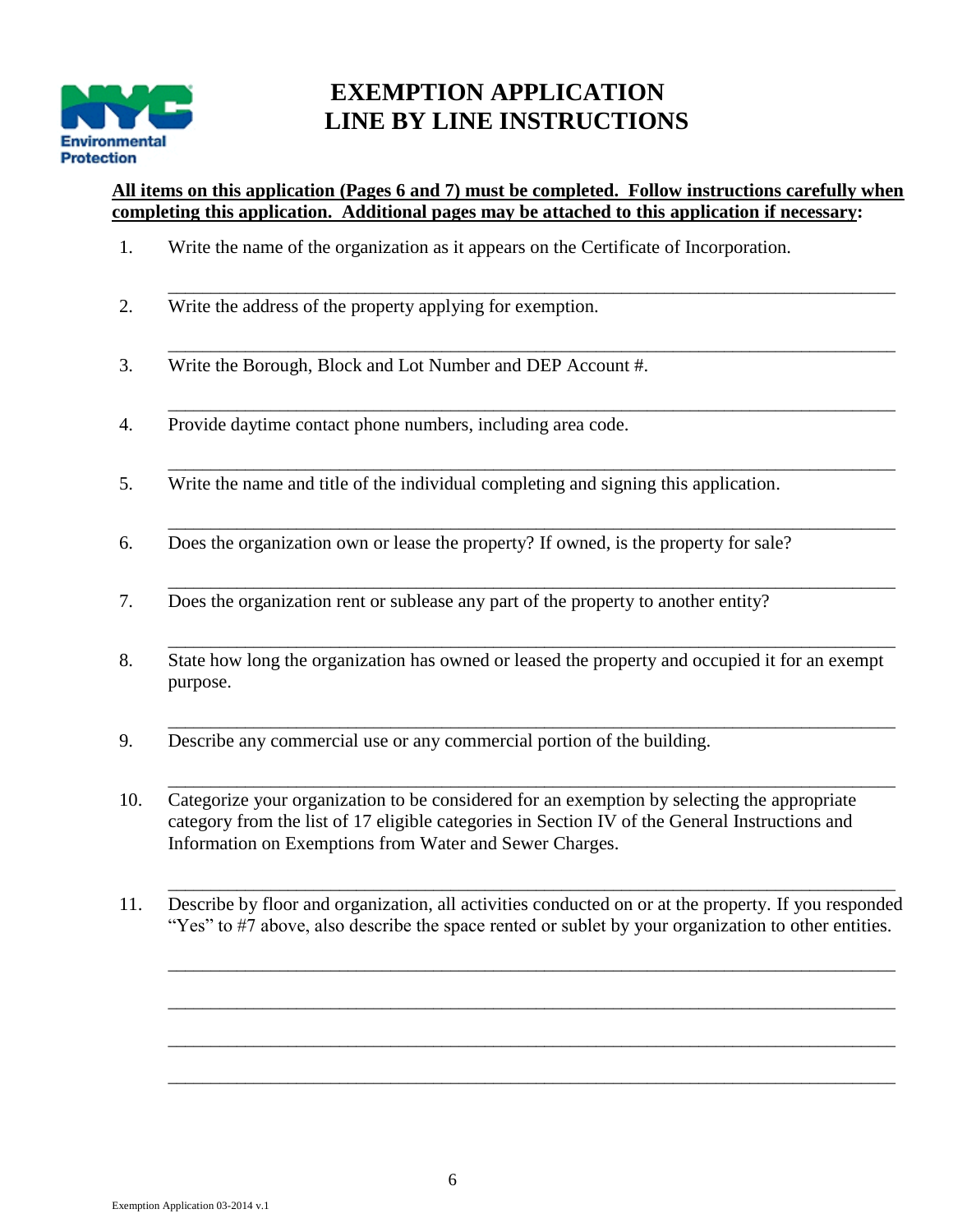# EXEMPTION APPLICATION
# LINE BY LINE INSTRUCTIONS

**All items on this application (Pages 6 and 7) must be completed. Follow instructions carefully when completing this application. Additional pages may be attached to this application if necessary:**

1. Write the name of the organization as it appears on the Certificate of Incorporation.

   ______________________________________________________________________________

2. Write the address of the property applying for exemption.

   ______________________________________________________________________________

3. Write the Borough, Block and Lot Number and DEP Account #.

   ______________________________________________________________________________

4. Provide daytime contact phone numbers, including area code.

   ______________________________________________________________________________

5. Write the name and title of the individual completing and signing this application.

   ______________________________________________________________________________

6. Does the organization own or lease the property? If owned, is the property for sale?

   ______________________________________________________________________________

7. Does the organization rent or sublease any part of the property to another entity?

   ______________________________________________________________________________

8. State how long the organization has owned or leased the property and occupied it for an exempt purpose.

   ______________________________________________________________________________

9. Describe any commercial use or any commercial portion of the building.

   ______________________________________________________________________________

10. Categorize your organization to be considered for an exemption by selecting the appropriate category from the list of 17 eligible categories in Section IV of the General Instructions and Information on Exemptions from Water and Sewer Charges.

    ______________________________________________________________________________

11. Describe by floor and organization, all activities conducted on or at the property. If you responded "Yes" to #7 above, also describe the space rented or sublet by your organization to other entities.

    ______________________________________________________________________________

    ______________________________________________________________________________

    ______________________________________________________________________________

    ______________________________________________________________________________

Exemption Application 03-2014 v.1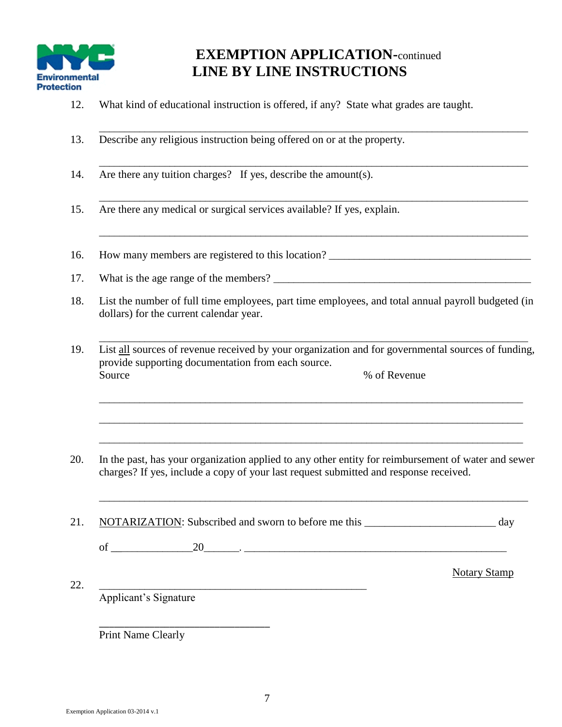# EXEMPTION APPLICATION-continued
# LINE BY LINE INSTRUCTIONS

12. What kind of educational instruction is offered, if any? State what grades are taught.

    ___________________________________________________________________________

13. Describe any religious instruction being offered on or at the property.

    ___________________________________________________________________________

14. Are there any tuition charges? If yes, describe the amount(s).

    ___________________________________________________________________________

15. Are there any medical or surgical services available? If yes, explain.

    ___________________________________________________________________________

16. How many members are registered to this location? ___________________________________

17. What is the age range of the members? ___________________________________________

18. List the number of full time employees, part time employees, and total annual payroll budgeted (in dollars) for the current calendar year.

    ___________________________________________________________________________

19. List <u>all</u> sources of revenue received by your organization and for governmental sources of funding, provide supporting documentation from each source.

    Source % of Revenue

    ___________________________________________________________________________

    ___________________________________________________________________________

    ___________________________________________________________________________

20. In the past, has your organization applied to any other entity for reimbursement of water and sewer charges? If yes, include a copy of your last request submitted and response received.

    ___________________________________________________________________________

21. <u>NOTARIZATION</u>: Subscribed and sworn to before me this ______________________ day

    of ______________20______. ____________________________________________

    <u>Notary Stamp</u>

22. ____________________________________________

    Applicant's Signature

    ______________________________

    Print Name Clearly

Exemption Application 03-2014 v.1